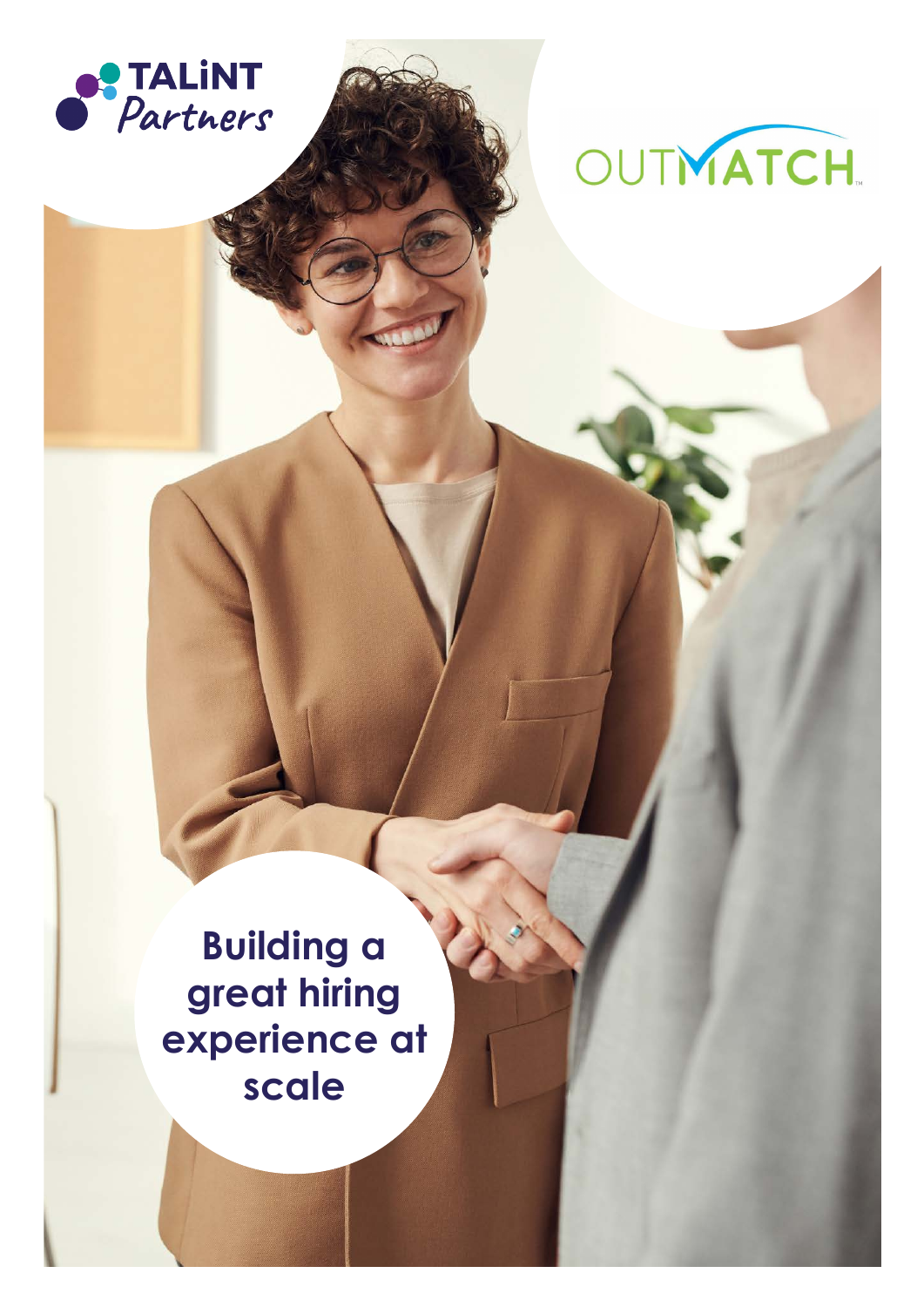TALiNT Partners

OUTMATCH

# Building a great hiring experience at scale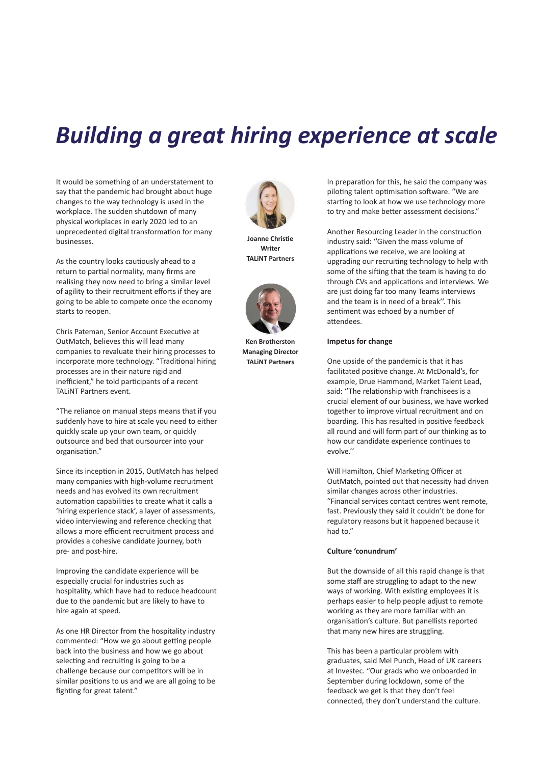# *Building a great hiring experience at scale*

**Joanne Christie**
**Writer**
**TALiNT Partners**

**Ken Brotherston**
**Managing Director**
**TALiNT Partners**

It would be something of an understatement to say that the pandemic had brought about huge changes to the way technology is used in the workplace. The sudden shutdown of many physical workplaces in early 2020 led to an unprecedented digital transformation for many businesses.

As the country looks cautiously ahead to a return to partial normality, many firms are realising they now need to bring a similar level of agility to their recruitment efforts if they are going to be able to compete once the economy starts to reopen.

Chris Pateman, Senior Account Executive at OutMatch, believes this will lead many companies to revaluate their hiring processes to incorporate more technology. "Traditional hiring processes are in their nature rigid and inefficient," he told participants of a recent TALiNT Partners event.

"The reliance on manual steps means that if you suddenly have to hire at scale you need to either quickly scale up your own team, or quickly outsource and bed that oursourcer into your organisation."

Since its inception in 2015, OutMatch has helped many companies with high-volume recruitment needs and has evolved its own recruitment automation capabilities to create what it calls a 'hiring experience stack', a layer of assessments, video interviewing and reference checking that allows a more efficient recruitment process and provides a cohesive candidate journey, both pre- and post-hire.

Improving the candidate experience will be especially crucial for industries such as hospitality, which have had to reduce headcount due to the pandemic but are likely to have to hire again at speed.

As one HR Director from the hospitality industry commented: "How we go about getting people back into the business and how we go about selecting and recruiting is going to be a challenge because our competitors will be in similar positions to us and we are all going to be fighting for great talent."

In preparation for this, he said the company was piloting talent optimisation software. "We are starting to look at how we use technology more to try and make better assessment decisions."

Another Resourcing Leader in the construction industry said: ''Given the mass volume of applications we receive, we are looking at upgrading our recruiting technology to help with some of the sifting that the team is having to do through CVs and applications and interviews. We are just doing far too many Teams interviews and the team is in need of a break''. This sentiment was echoed by a number of attendees.

**Impetus for change**

One upside of the pandemic is that it has facilitated positive change. At McDonald's, for example, Drue Hammond, Market Talent Lead, said: ''The relationship with franchisees is a crucial element of our business, we have worked together to improve virtual recruitment and on boarding. This has resulted in positive feedback all round and will form part of our thinking as to how our candidate experience continues to evolve.''

Will Hamilton, Chief Marketing Officer at OutMatch, pointed out that necessity had driven similar changes across other industries. "Financial services contact centres went remote, fast. Previously they said it couldn't be done for regulatory reasons but it happened because it had to."

**Culture 'conundrum'**

But the downside of all this rapid change is that some staff are struggling to adapt to the new ways of working. With existing employees it is perhaps easier to help people adjust to remote working as they are more familiar with an organisation's culture. But panellists reported that many new hires are struggling.

This has been a particular problem with graduates, said Mel Punch, Head of UK careers at Investec. "Our grads who we onboarded in September during lockdown, some of the feedback we get is that they don't feel connected, they don't understand the culture.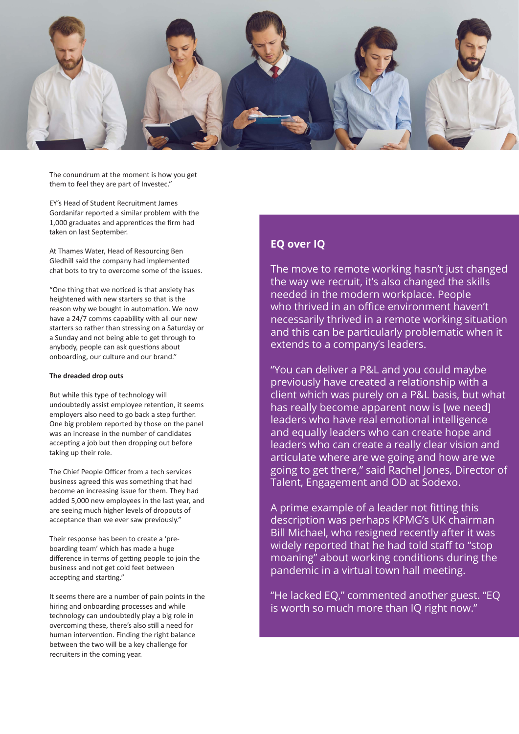The conundrum at the moment is how you get them to feel they are part of Investec."

EY's Head of Student Recruitment James Gordanifar reported a similar problem with the 1,000 graduates and apprentices the firm had taken on last September.

At Thames Water, Head of Resourcing Ben Gledhill said the company had implemented chat bots to try to overcome some of the issues.

"One thing that we noticed is that anxiety has heightened with new starters so that is the reason why we bought in automation. We now have a 24/7 comms capability with all our new starters so rather than stressing on a Saturday or a Sunday and not being able to get through to anybody, people can ask questions about onboarding, our culture and our brand."

**The dreaded drop outs**

But while this type of technology will undoubtedly assist employee retention, it seems employers also need to go back a step further. One big problem reported by those on the panel was an increase in the number of candidates accepting a job but then dropping out before taking up their role.

The Chief People Officer from a tech services business agreed this was something that had become an increasing issue for them. They had added 5,000 new employees in the last year, and are seeing much higher levels of dropouts of acceptance than we ever saw previously."

Their response has been to create a 'pre-boarding team' which has made a huge difference in terms of getting people to join the business and not get cold feet between accepting and starting."

It seems there are a number of pain points in the hiring and onboarding processes and while technology can undoubtedly play a big role in overcoming these, there's also still a need for human intervention. Finding the right balance between the two will be a key challenge for recruiters in the coming year.

## EQ over IQ

The move to remote working hasn't just changed the way we recruit, it's also changed the skills needed in the modern workplace. People who thrived in an office environment haven't necessarily thrived in a remote working situation and this can be particularly problematic when it extends to a company's leaders.

"You can deliver a P&L and you could maybe previously have created a relationship with a client which was purely on a P&L basis, but what has really become apparent now is [we need] leaders who have real emotional intelligence and equally leaders who can create hope and leaders who can create a really clear vision and articulate where are we going and how are we going to get there," said Rachel Jones, Director of Talent, Engagement and OD at Sodexo.

A prime example of a leader not fitting this description was perhaps KPMG's UK chairman Bill Michael, who resigned recently after it was widely reported that he had told staff to "stop moaning" about working conditions during the pandemic in a virtual town hall meeting.

"He lacked EQ," commented another guest. "EQ is worth so much more than IQ right now."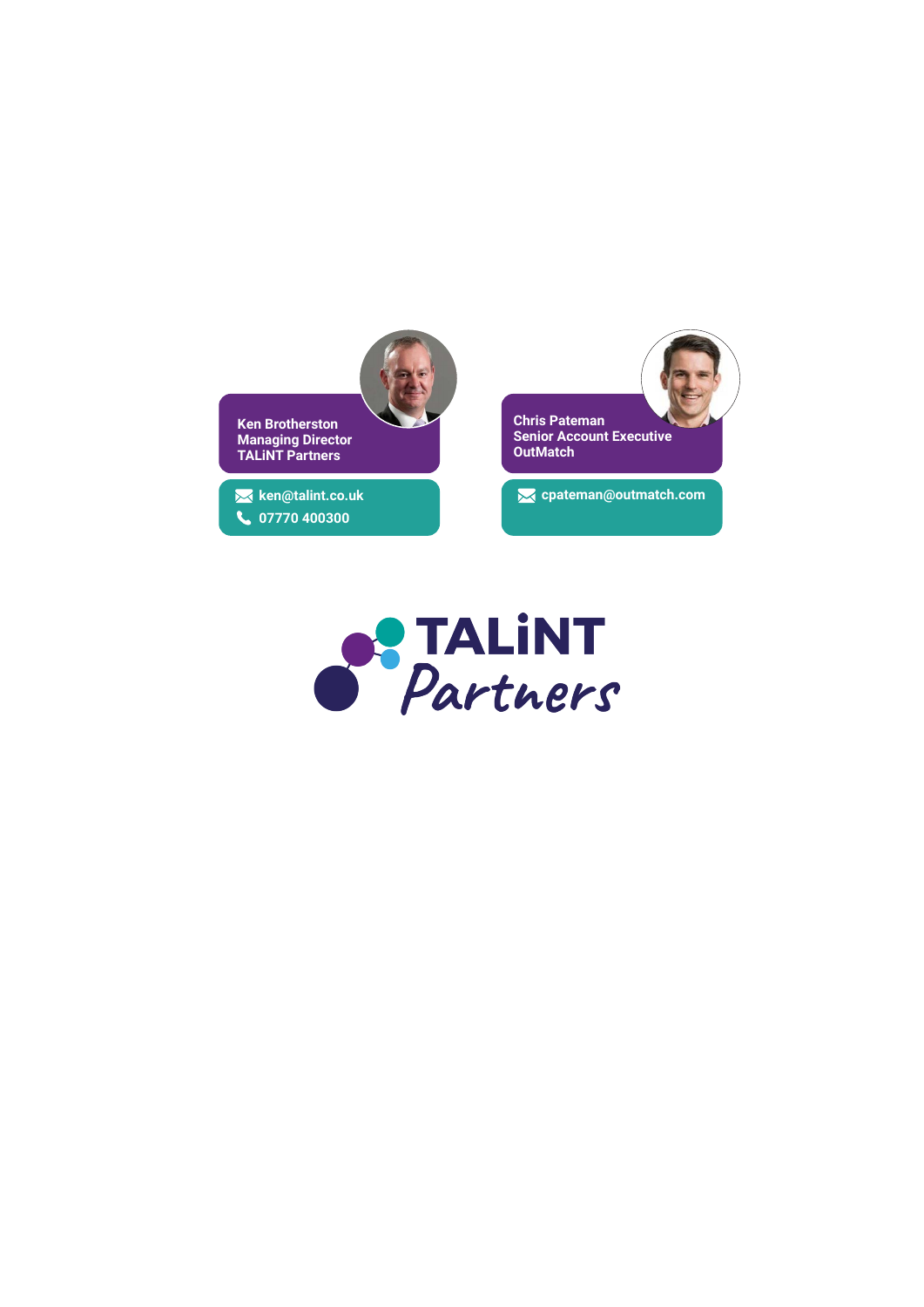**Ken Brotherston**
**Managing Director**
**TALiNT Partners**

ken@talint.co.uk
07770 400300

**Chris Pateman**
**Senior Account Executive**
**OutMatch**

cpateman@outmatch.com

TALiNT Partners